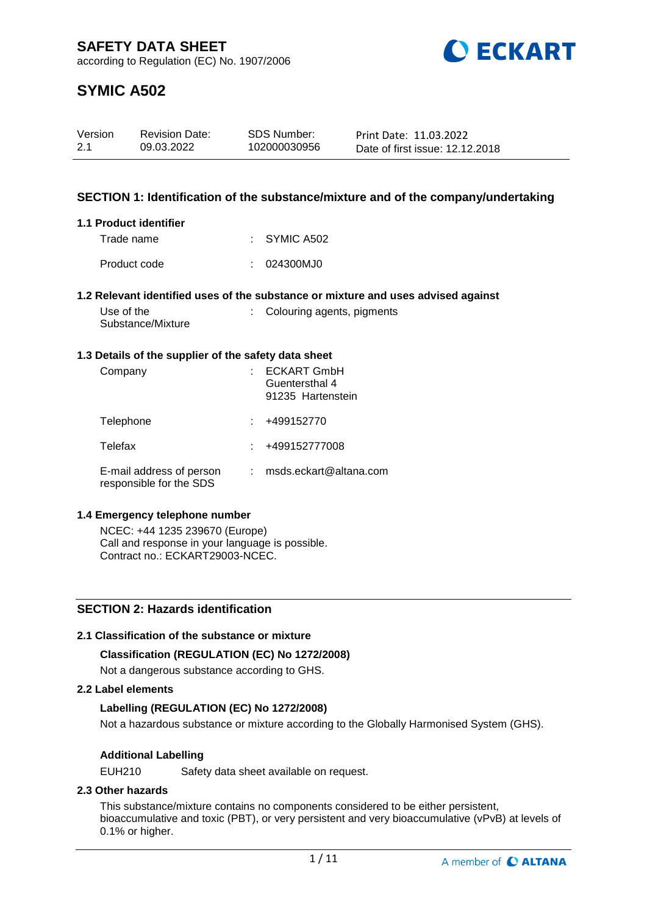# SAFETY DATA SHEET

according to Regulation (EC) No. 1907/2006

# SYMIC A502

| Version | Revision Date: | SDS Number: | Print Date: 11.03.2022 |
|---|---|---|---|
| 2.1 | 09.03.2022 | 102000030956 | Date of first issue: 12.12.2018 |

## SECTION 1: Identification of the substance/mixture and of the company/undertaking

### 1.1 Product identifier

Trade name : SYMIC A502

Product code : 024300MJ0

### 1.2 Relevant identified uses of the substance or mixture and uses advised against

Use of the Substance/Mixture : Colouring agents, pigments

### 1.3 Details of the supplier of the safety data sheet

Company : ECKART GmbH
Guentersthal 4
91235 Hartenstein

Telephone : +499152770

Telefax : +499152777008

E-mail address of person responsible for the SDS : msds.eckart@altana.com

### 1.4 Emergency telephone number

NCEC: +44 1235 239670 (Europe)
Call and response in your language is possible.
Contract no.: ECKART29003-NCEC.

## SECTION 2: Hazards identification

### 2.1 Classification of the substance or mixture

**Classification (REGULATION (EC) No 1272/2008)**

Not a dangerous substance according to GHS.

### 2.2 Label elements

**Labelling (REGULATION (EC) No 1272/2008)**

Not a hazardous substance or mixture according to the Globally Harmonised System (GHS).

**Additional Labelling**

EUH210 Safety data sheet available on request.

### 2.3 Other hazards

This substance/mixture contains no components considered to be either persistent, bioaccumulative and toxic (PBT), or very persistent and very bioaccumulative (vPvB) at levels of 0.1% or higher.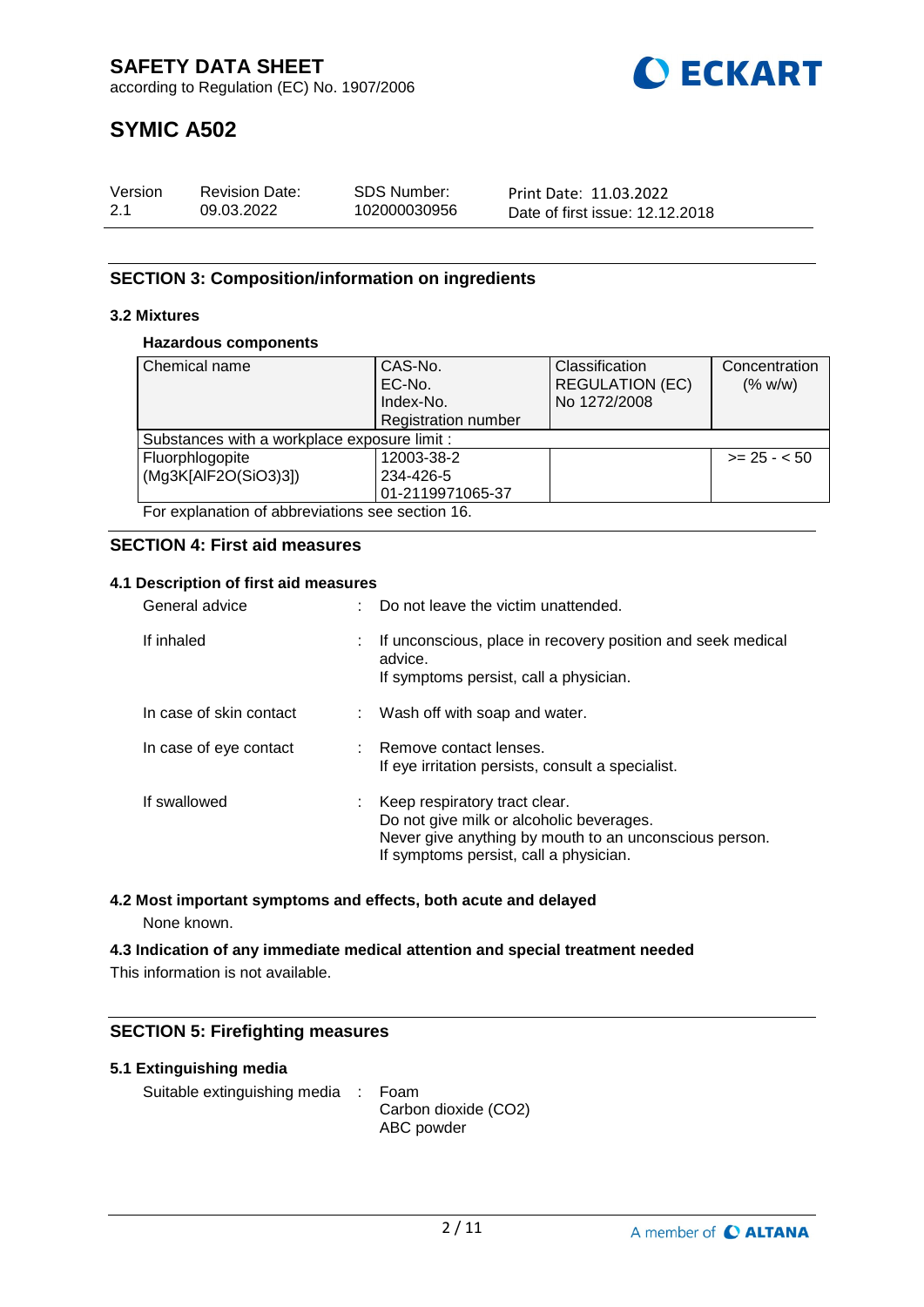## SECTION 3: Composition/information on ingredients

### 3.2 Mixtures

**Hazardous components**

| Chemical name | CAS-No.<br>EC-No.<br>Index-No.<br>Registration number | Classification<br>REGULATION (EC)<br>No 1272/2008 | Concentration<br>(% w/w) |
|---|---|---|---|
| Substances with a workplace exposure limit : | | | |
| Fluorphlogopite<br>(Mg3K[AlF2O(SiO3)3]) | 12003-38-2<br>234-426-5<br>01-2119971065-37 | | >= 25 - < 50 |

For explanation of abbreviations see section 16.

## SECTION 4: First aid measures

### 4.1 Description of first aid measures

General advice : Do not leave the victim unattended.

If inhaled : If unconscious, place in recovery position and seek medical advice.
If symptoms persist, call a physician.

In case of skin contact : Wash off with soap and water.

In case of eye contact : Remove contact lenses.
If eye irritation persists, consult a specialist.

If swallowed : Keep respiratory tract clear.
Do not give milk or alcoholic beverages.
Never give anything by mouth to an unconscious person.
If symptoms persist, call a physician.

### 4.2 Most important symptoms and effects, both acute and delayed

None known.

### 4.3 Indication of any immediate medical attention and special treatment needed

This information is not available.

## SECTION 5: Firefighting measures

### 5.1 Extinguishing media

Suitable extinguishing media : Foam
Carbon dioxide ($CO_2$)
ABC powder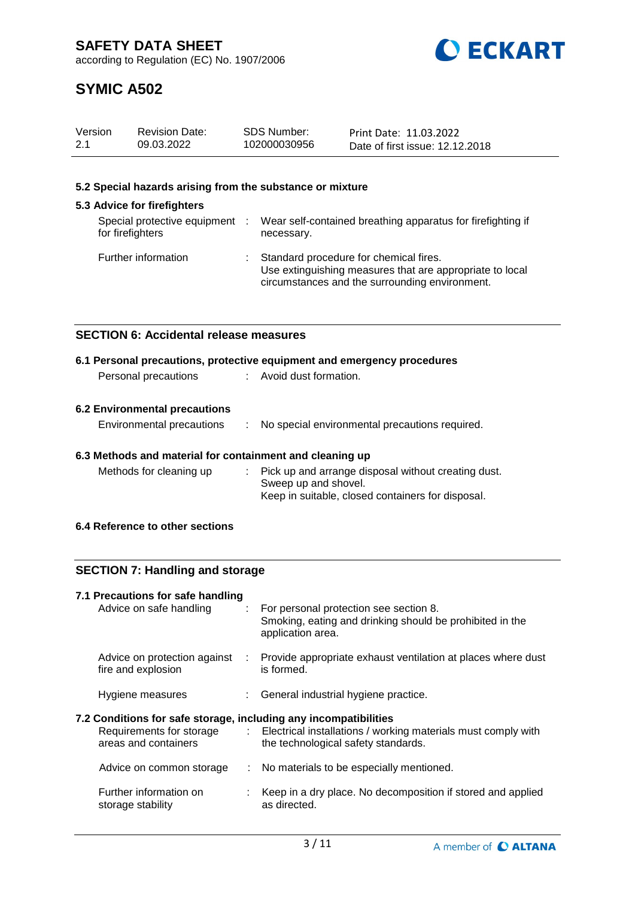### 5.2 Special hazards arising from the substance or mixture

### 5.3 Advice for firefighters

| | | |
|---|---|---|
| Special protective equipment for firefighters | : | Wear self-contained breathing apparatus for firefighting if necessary. |
| Further information | : | Standard procedure for chemical fires.<br>Use extinguishing measures that are appropriate to local circumstances and the surrounding environment. |

## SECTION 6: Accidental release measures

### 6.1 Personal precautions, protective equipment and emergency procedures

| | | |
|---|---|---|
| Personal precautions | : | Avoid dust formation. |

### 6.2 Environmental precautions

| | | |
|---|---|---|
| Environmental precautions | : | No special environmental precautions required. |

### 6.3 Methods and material for containment and cleaning up

| | | |
|---|---|---|
| Methods for cleaning up | : | Pick up and arrange disposal without creating dust.<br>Sweep up and shovel.<br>Keep in suitable, closed containers for disposal. |

### 6.4 Reference to other sections

## SECTION 7: Handling and storage

### 7.1 Precautions for safe handling

| | | |
|---|---|---|
| Advice on safe handling | : | For personal protection see section 8.<br>Smoking, eating and drinking should be prohibited in the application area. |
| Advice on protection against fire and explosion | : | Provide appropriate exhaust ventilation at places where dust is formed. |
| Hygiene measures | : | General industrial hygiene practice. |

### 7.2 Conditions for safe storage, including any incompatibilities

| | | |
|---|---|---|
| Requirements for storage areas and containers | : | Electrical installations / working materials must comply with the technological safety standards. |
| Advice on common storage | : | No materials to be especially mentioned. |
| Further information on storage stability | : | Keep in a dry place. No decomposition if stored and applied as directed. |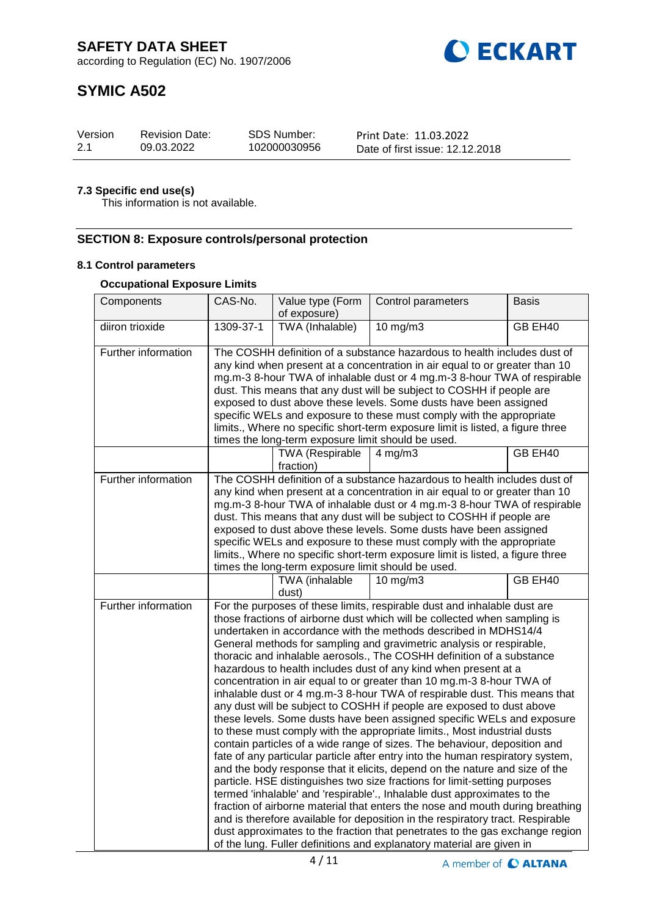### 7.3 Specific end use(s)

This information is not available.

## SECTION 8: Exposure controls/personal protection

### 8.1 Control parameters

**Occupational Exposure Limits**

| Components | CAS-No. | Value type (Form of exposure) | Control parameters | Basis |
|---|---|---|---|---|
| diiron trioxide | 1309-37-1 | TWA (Inhalable) | 10 mg/m3 | GB EH40 |
| Further information | The COSHH definition of a substance hazardous to health includes dust of any kind when present at a concentration in air equal to or greater than 10 mg.m-3 8-hour TWA of inhalable dust or 4 mg.m-3 8-hour TWA of respirable dust. This means that any dust will be subject to COSHH if people are exposed to dust above these levels. Some dusts have been assigned specific WELs and exposure to these must comply with the appropriate limits., Where no specific short-term exposure limit is listed, a figure three times the long-term exposure limit should be used. | | | |
| | | TWA (Respirable fraction) | 4 mg/m3 | GB EH40 |
| Further information | The COSHH definition of a substance hazardous to health includes dust of any kind when present at a concentration in air equal to or greater than 10 mg.m-3 8-hour TWA of inhalable dust or 4 mg.m-3 8-hour TWA of respirable dust. This means that any dust will be subject to COSHH if people are exposed to dust above these levels. Some dusts have been assigned specific WELs and exposure to these must comply with the appropriate limits., Where no specific short-term exposure limit is listed, a figure three times the long-term exposure limit should be used. | | | |
| | | TWA (inhalable dust) | 10 mg/m3 | GB EH40 |
| Further information | For the purposes of these limits, respirable dust and inhalable dust are those fractions of airborne dust which will be collected when sampling is undertaken in accordance with the methods described in MDHS14/4 General methods for sampling and gravimetric analysis or respirable, thoracic and inhalable aerosols., The COSHH definition of a substance hazardous to health includes dust of any kind when present at a concentration in air equal to or greater than 10 mg.m-3 8-hour TWA of inhalable dust or 4 mg.m-3 8-hour TWA of respirable dust. This means that any dust will be subject to COSHH if people are exposed to dust above these levels. Some dusts have been assigned specific WELs and exposure to these must comply with the appropriate limits., Most industrial dusts contain particles of a wide range of sizes. The behaviour, deposition and fate of any particular particle after entry into the human respiratory system, and the body response that it elicits, depend on the nature and size of the particle. HSE distinguishes two size fractions for limit-setting purposes termed 'inhalable' and 'respirable'., Inhalable dust approximates to the fraction of airborne material that enters the nose and mouth during breathing and is therefore available for deposition in the respiratory tract. Respirable dust approximates to the fraction that penetrates to the gas exchange region of the lung. Fuller definitions and explanatory material are given in | | | |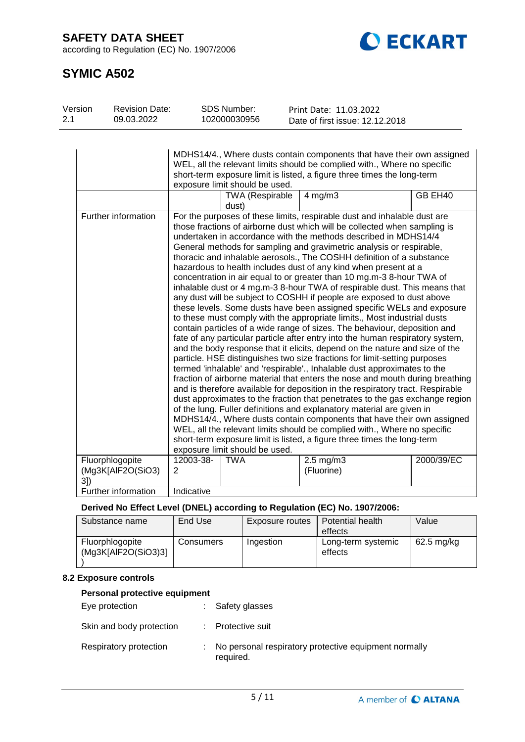# SAFETY DATA SHEET

according to Regulation (EC) No. 1907/2006

# SYMIC A502

| Version | Revision Date: | SDS Number: | Print Date: 11.03.2022 |
|---|---|---|---|
| 2.1 | 09.03.2022 | 102000030956 | Date of first issue: 12.12.2018 |

| | | | | |
|---|---|---|---|---|
| | MDHS14/4., Where dusts contain components that have their own assigned WEL, all the relevant limits should be complied with., Where no specific short-term exposure limit is listed, a figure three times the long-term exposure limit should be used. | | | |
| | | TWA (Respirable dust) | 4 mg/m3 | GB EH40 |
| Further information | For the purposes of these limits, respirable dust and inhalable dust are those fractions of airborne dust which will be collected when sampling is undertaken in accordance with the methods described in MDHS14/4 General methods for sampling and gravimetric analysis or respirable, thoracic and inhalable aerosols., The COSHH definition of a substance hazardous to health includes dust of any kind when present at a concentration in air equal to or greater than 10 mg.m-3 8-hour TWA of inhalable dust or 4 mg.m-3 8-hour TWA of respirable dust. This means that any dust will be subject to COSHH if people are exposed to dust above these levels. Some dusts have been assigned specific WELs and exposure to these must comply with the appropriate limits., Most industrial dusts contain particles of a wide range of sizes. The behaviour, deposition and fate of any particular particle after entry into the human respiratory system, and the body response that it elicits, depend on the nature and size of the particle. HSE distinguishes two size fractions for limit-setting purposes termed 'inhalable' and 'respirable'., Inhalable dust approximates to the fraction of airborne material that enters the nose and mouth during breathing and is therefore available for deposition in the respiratory tract. Respirable dust approximates to the fraction that penetrates to the gas exchange region of the lung. Fuller definitions and explanatory material are given in MDHS14/4., Where dusts contain components that have their own assigned WEL, all the relevant limits should be complied with., Where no specific short-term exposure limit is listed, a figure three times the long-term exposure limit should be used. | | | |
| Fluorphlogopite (Mg3K[AlF2O(SiO3) 3]) | 12003-38-2 | TWA | 2.5 mg/m3 (Fluorine) | 2000/39/EC |
| Further information | Indicative | | | |

**Derived No Effect Level (DNEL) according to Regulation (EC) No. 1907/2006:**

| Substance name | End Use | Exposure routes | Potential health effects | Value |
|---|---|---|---|---|
| Fluorphlogopite (Mg3K[AlF2O(SiO3)3]) | Consumers | Ingestion | Long-term systemic effects | 62.5 mg/kg |

### 8.2 Exposure controls

**Personal protective equipment**

Eye protection : Safety glasses

Skin and body protection : Protective suit

Respiratory protection : No personal respiratory protective equipment normally required.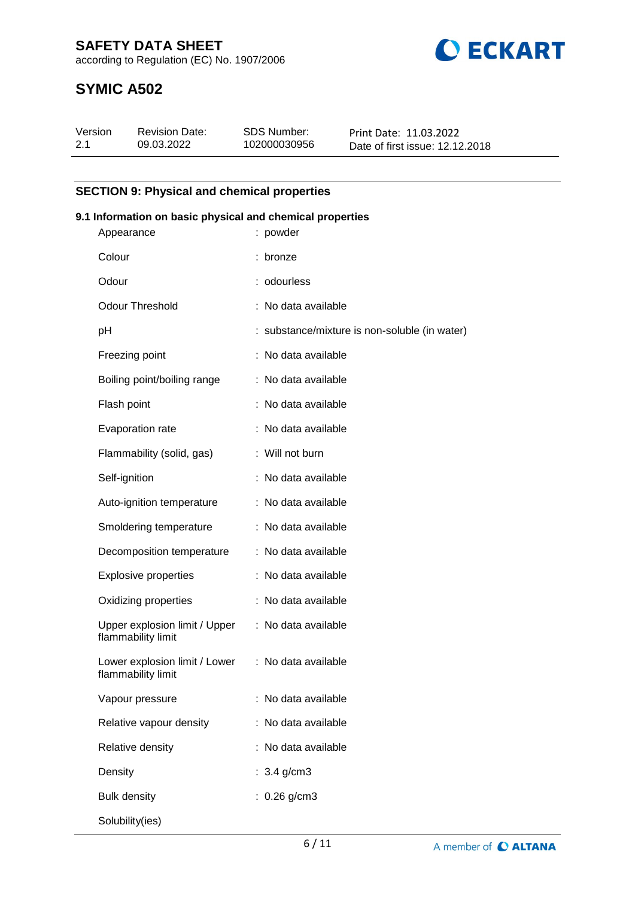## SECTION 9: Physical and chemical properties

### 9.1 Information on basic physical and chemical properties

| Property | Value |
|---|---|
| Appearance | : powder |
| Colour | : bronze |
| Odour | : odourless |
| Odour Threshold | : No data available |
| pH | : substance/mixture is non-soluble (in water) |
| Freezing point | : No data available |
| Boiling point/boiling range | : No data available |
| Flash point | : No data available |
| Evaporation rate | : No data available |
| Flammability (solid, gas) | : Will not burn |
| Self-ignition | : No data available |
| Auto-ignition temperature | : No data available |
| Smoldering temperature | : No data available |
| Decomposition temperature | : No data available |
| Explosive properties | : No data available |
| Oxidizing properties | : No data available |
| Upper explosion limit / Upper flammability limit | : No data available |
| Lower explosion limit / Lower flammability limit | : No data available |
| Vapour pressure | : No data available |
| Relative vapour density | : No data available |
| Relative density | : No data available |
| Density | : 3.4 g/cm3 |
| Bulk density | : 0.26 g/cm3 |
| Solubility(ies) | |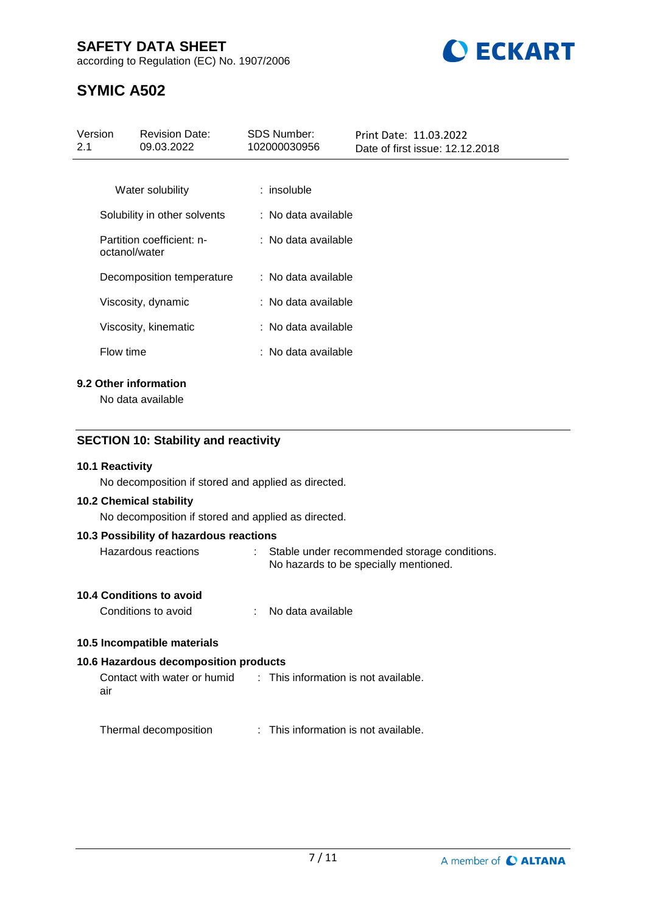| | |
|---|---|
| Water solubility | : insoluble |
| Solubility in other solvents | : No data available |
| Partition coefficient: n-octanol/water | : No data available |
| Decomposition temperature | : No data available |
| Viscosity, dynamic | : No data available |
| Viscosity, kinematic | : No data available |
| Flow time | : No data available |

**9.2 Other information**

No data available

## SECTION 10: Stability and reactivity

**10.1 Reactivity**

No decomposition if stored and applied as directed.

**10.2 Chemical stability**

No decomposition if stored and applied as directed.

**10.3 Possibility of hazardous reactions**

Hazardous reactions : Stable under recommended storage conditions. No hazards to be specially mentioned.

**10.4 Conditions to avoid**

Conditions to avoid : No data available

**10.5 Incompatible materials**

**10.6 Hazardous decomposition products**

Contact with water or humid air : This information is not available.

Thermal decomposition : This information is not available.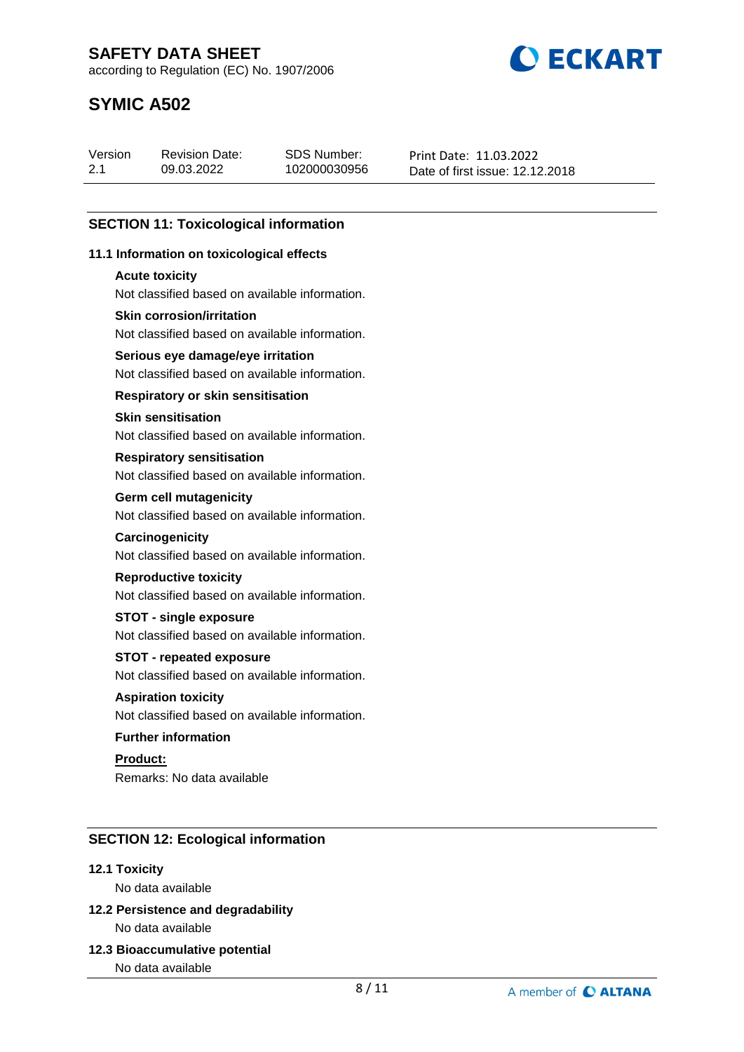## SECTION 11: Toxicological information

### 11.1 Information on toxicological effects

**Acute toxicity**

Not classified based on available information.

**Skin corrosion/irritation**

Not classified based on available information.

**Serious eye damage/eye irritation**

Not classified based on available information.

**Respiratory or skin sensitisation**

**Skin sensitisation**

Not classified based on available information.

**Respiratory sensitisation**

Not classified based on available information.

**Germ cell mutagenicity**

Not classified based on available information.

**Carcinogenicity**

Not classified based on available information.

**Reproductive toxicity**

Not classified based on available information.

**STOT - single exposure**

Not classified based on available information.

**STOT - repeated exposure**

Not classified based on available information.

**Aspiration toxicity**

Not classified based on available information.

**Further information**

**Product:**

Remarks: No data available

## SECTION 12: Ecological information

### 12.1 Toxicity

No data available

### 12.2 Persistence and degradability

No data available

### 12.3 Bioaccumulative potential

No data available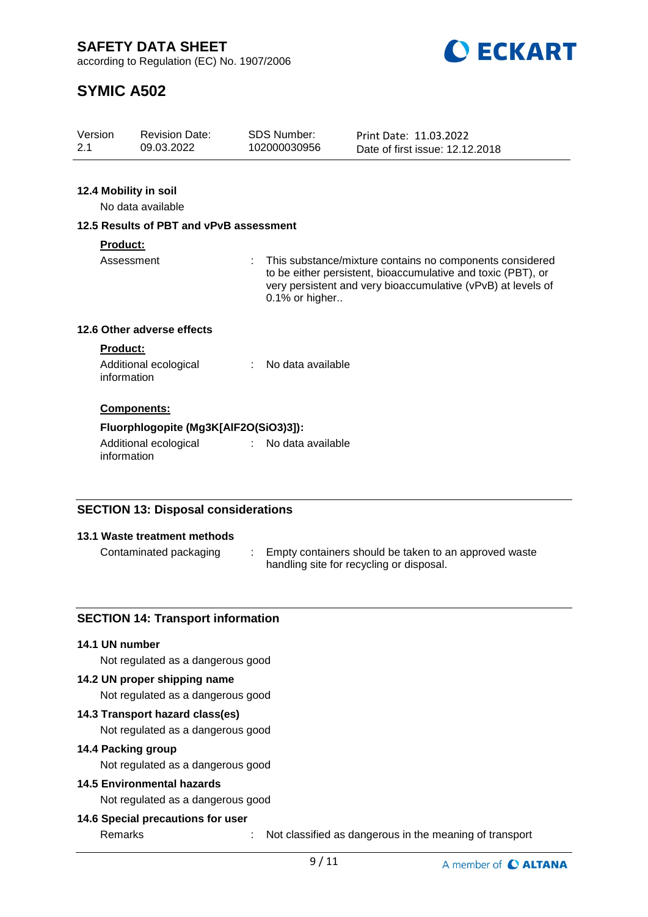### 12.4 Mobility in soil

No data available

### 12.5 Results of PBT and vPvB assessment

**Product:**

Assessment : This substance/mixture contains no components considered to be either persistent, bioaccumulative and toxic (PBT), or very persistent and very bioaccumulative (vPvB) at levels of 0.1% or higher..

### 12.6 Other adverse effects

**Product:**

Additional ecological information : No data available

**Components:**

**Fluorphlogopite (Mg3K[AlF2O(SiO3)3]):**

Additional ecological information : No data available

## SECTION 13: Disposal considerations

### 13.1 Waste treatment methods

Contaminated packaging : Empty containers should be taken to an approved waste handling site for recycling or disposal.

## SECTION 14: Transport information

### 14.1 UN number

Not regulated as a dangerous good

### 14.2 UN proper shipping name

Not regulated as a dangerous good

### 14.3 Transport hazard class(es)

Not regulated as a dangerous good

### 14.4 Packing group

Not regulated as a dangerous good

### 14.5 Environmental hazards

Not regulated as a dangerous good

### 14.6 Special precautions for user

Remarks : Not classified as dangerous in the meaning of transport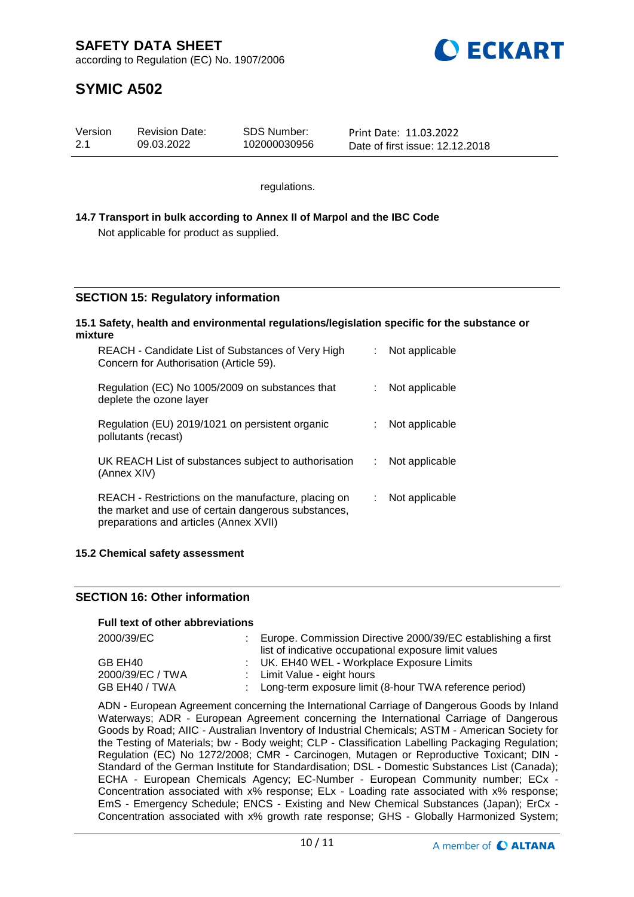regulations.

**14.7 Transport in bulk according to Annex II of Marpol and the IBC Code**

Not applicable for product as supplied.

## SECTION 15: Regulatory information

**15.1 Safety, health and environmental regulations/legislation specific for the substance or mixture**

| | | |
|---|---|---|
| REACH - Candidate List of Substances of Very High Concern for Authorisation (Article 59). | : | Not applicable |
| Regulation (EC) No 1005/2009 on substances that deplete the ozone layer | : | Not applicable |
| Regulation (EU) 2019/1021 on persistent organic pollutants (recast) | : | Not applicable |
| UK REACH List of substances subject to authorisation (Annex XIV) | : | Not applicable |
| REACH - Restrictions on the manufacture, placing on the market and use of certain dangerous substances, preparations and articles (Annex XVII) | : | Not applicable |

**15.2 Chemical safety assessment**

## SECTION 16: Other information

**Full text of other abbreviations**

| | | |
|---|---|---|
| 2000/39/EC | : | Europe. Commission Directive 2000/39/EC establishing a first list of indicative occupational exposure limit values |
| GB EH40 | : | UK. EH40 WEL - Workplace Exposure Limits |
| 2000/39/EC / TWA | : | Limit Value - eight hours |
| GB EH40 / TWA | : | Long-term exposure limit (8-hour TWA reference period) |

ADN - European Agreement concerning the International Carriage of Dangerous Goods by Inland Waterways; ADR - European Agreement concerning the International Carriage of Dangerous Goods by Road; AIIC - Australian Inventory of Industrial Chemicals; ASTM - American Society for the Testing of Materials; bw - Body weight; CLP - Classification Labelling Packaging Regulation; Regulation (EC) No 1272/2008; CMR - Carcinogen, Mutagen or Reproductive Toxicant; DIN - Standard of the German Institute for Standardisation; DSL - Domestic Substances List (Canada); ECHA - European Chemicals Agency; EC-Number - European Community number; ECx - Concentration associated with x% response; ELx - Loading rate associated with x% response; EmS - Emergency Schedule; ENCS - Existing and New Chemical Substances (Japan); ErCx - Concentration associated with x% growth rate response; GHS - Globally Harmonized System;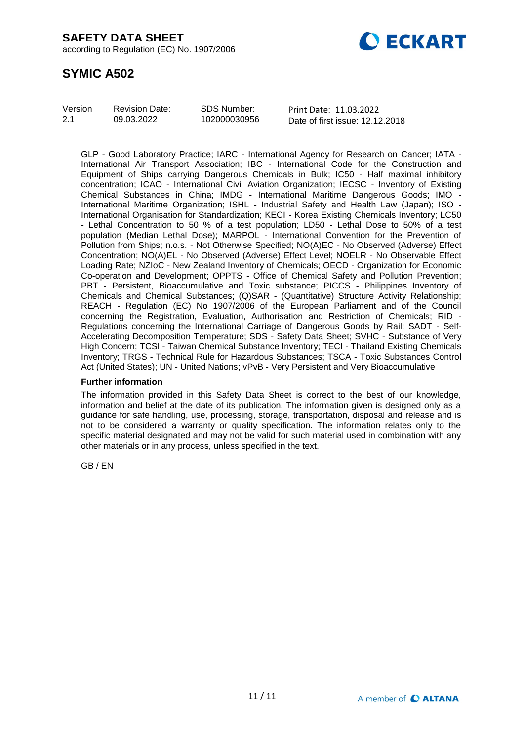GLP - Good Laboratory Practice; IARC - International Agency for Research on Cancer; IATA - International Air Transport Association; IBC - International Code for the Construction and Equipment of Ships carrying Dangerous Chemicals in Bulk; IC50 - Half maximal inhibitory concentration; ICAO - International Civil Aviation Organization; IECSC - Inventory of Existing Chemical Substances in China; IMDG - International Maritime Dangerous Goods; IMO - International Maritime Organization; ISHL - Industrial Safety and Health Law (Japan); ISO - International Organisation for Standardization; KECI - Korea Existing Chemicals Inventory; LC50 - Lethal Concentration to 50 % of a test population; LD50 - Lethal Dose to 50% of a test population (Median Lethal Dose); MARPOL - International Convention for the Prevention of Pollution from Ships; n.o.s. - Not Otherwise Specified; NO(A)EC - No Observed (Adverse) Effect Concentration; NO(A)EL - No Observed (Adverse) Effect Level; NOELR - No Observable Effect Loading Rate; NZIoC - New Zealand Inventory of Chemicals; OECD - Organization for Economic Co-operation and Development; OPPTS - Office of Chemical Safety and Pollution Prevention; PBT - Persistent, Bioaccumulative and Toxic substance; PICCS - Philippines Inventory of Chemicals and Chemical Substances; (Q)SAR - (Quantitative) Structure Activity Relationship; REACH - Regulation (EC) No 1907/2006 of the European Parliament and of the Council concerning the Registration, Evaluation, Authorisation and Restriction of Chemicals; RID - Regulations concerning the International Carriage of Dangerous Goods by Rail; SADT - Self-Accelerating Decomposition Temperature; SDS - Safety Data Sheet; SVHC - Substance of Very High Concern; TCSI - Taiwan Chemical Substance Inventory; TECI - Thailand Existing Chemicals Inventory; TRGS - Technical Rule for Hazardous Substances; TSCA - Toxic Substances Control Act (United States); UN - United Nations; vPvB - Very Persistent and Very Bioaccumulative

**Further information**

The information provided in this Safety Data Sheet is correct to the best of our knowledge, information and belief at the date of its publication. The information given is designed only as a guidance for safe handling, use, processing, storage, transportation, disposal and release and is not to be considered a warranty or quality specification. The information relates only to the specific material designated and may not be valid for such material used in combination with any other materials or in any process, unless specified in the text.

GB / EN